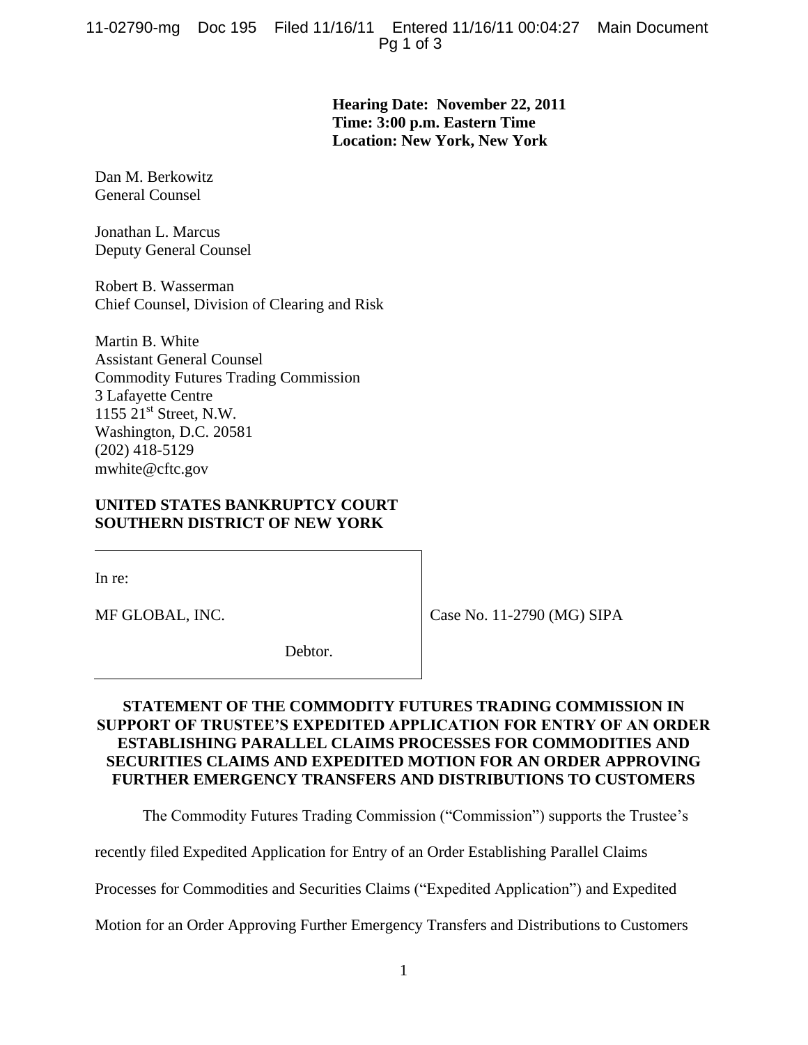**Hearing Date: November 22, 2011**
**Time: 3:00 p.m. Eastern Time**
**Location: New York, New York**

Dan M. Berkowitz
General Counsel

Jonathan L. Marcus
Deputy General Counsel

Robert B. Wasserman
Chief Counsel, Division of Clearing and Risk

Martin B. White
Assistant General Counsel
Commodity Futures Trading Commission
3 Lafayette Centre
1155 21st Street, N.W.
Washington, D.C. 20581
(202) 418-5129
mwhite@cftc.gov

**UNITED STATES BANKRUPTCY COURT**
**SOUTHERN DISTRICT OF NEW YORK**

| In re: | |
|---|---|
| MF GLOBAL, INC. | Case No. 11-2790 (MG) SIPA |
| Debtor. | |

**STATEMENT OF THE COMMODITY FUTURES TRADING COMMISSION IN SUPPORT OF TRUSTEE'S EXPEDITED APPLICATION FOR ENTRY OF AN ORDER ESTABLISHING PARALLEL CLAIMS PROCESSES FOR COMMODITIES AND SECURITIES CLAIMS AND EXPEDITED MOTION FOR AN ORDER APPROVING FURTHER EMERGENCY TRANSFERS AND DISTRIBUTIONS TO CUSTOMERS**

The Commodity Futures Trading Commission ("Commission") supports the Trustee's recently filed Expedited Application for Entry of an Order Establishing Parallel Claims Processes for Commodities and Securities Claims ("Expedited Application") and Expedited Motion for an Order Approving Further Emergency Transfers and Distributions to Customers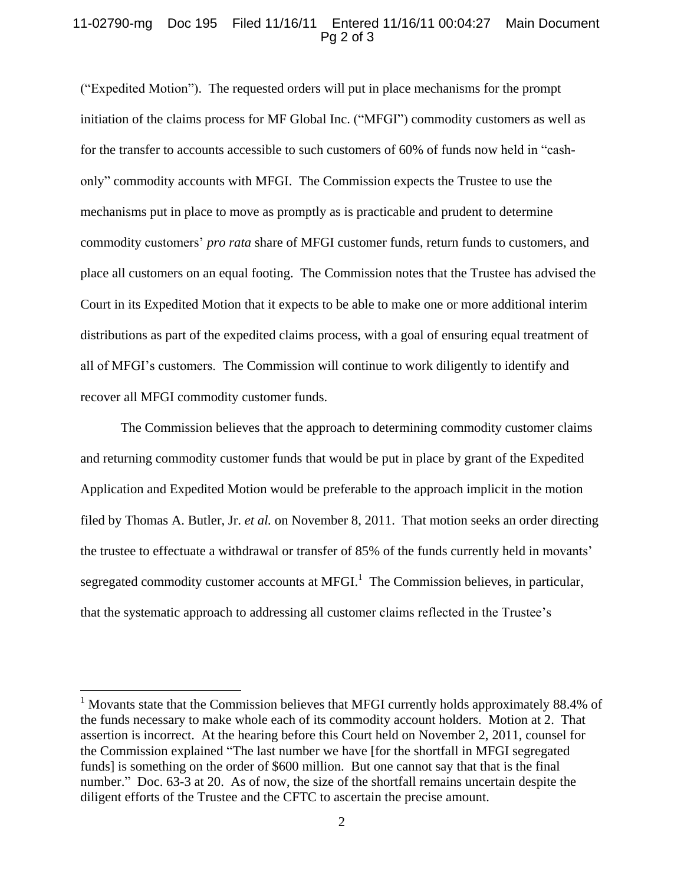("Expedited Motion"). The requested orders will put in place mechanisms for the prompt initiation of the claims process for MF Global Inc. ("MFGI") commodity customers as well as for the transfer to accounts accessible to such customers of 60% of funds now held in "cash-only" commodity accounts with MFGI. The Commission expects the Trustee to use the mechanisms put in place to move as promptly as is practicable and prudent to determine commodity customers' *pro rata* share of MFGI customer funds, return funds to customers, and place all customers on an equal footing. The Commission notes that the Trustee has advised the Court in its Expedited Motion that it expects to be able to make one or more additional interim distributions as part of the expedited claims process, with a goal of ensuring equal treatment of all of MFGI's customers. The Commission will continue to work diligently to identify and recover all MFGI commodity customer funds.

The Commission believes that the approach to determining commodity customer claims and returning commodity customer funds that would be put in place by grant of the Expedited Application and Expedited Motion would be preferable to the approach implicit in the motion filed by Thomas A. Butler, Jr. *et al.* on November 8, 2011. That motion seeks an order directing the trustee to effectuate a withdrawal or transfer of 85% of the funds currently held in movants' segregated commodity customer accounts at MFGI.[1] The Commission believes, in particular, that the systematic approach to addressing all customer claims reflected in the Trustee's

[1] Movants state that the Commission believes that MFGI currently holds approximately 88.4% of the funds necessary to make whole each of its commodity account holders. Motion at 2. That assertion is incorrect. At the hearing before this Court held on November 2, 2011, counsel for the Commission explained "The last number we have [for the shortfall in MFGI segregated funds] is something on the order of $600 million. But one cannot say that that is the final number." Doc. 63-3 at 20. As of now, the size of the shortfall remains uncertain despite the diligent efforts of the Trustee and the CFTC to ascertain the precise amount.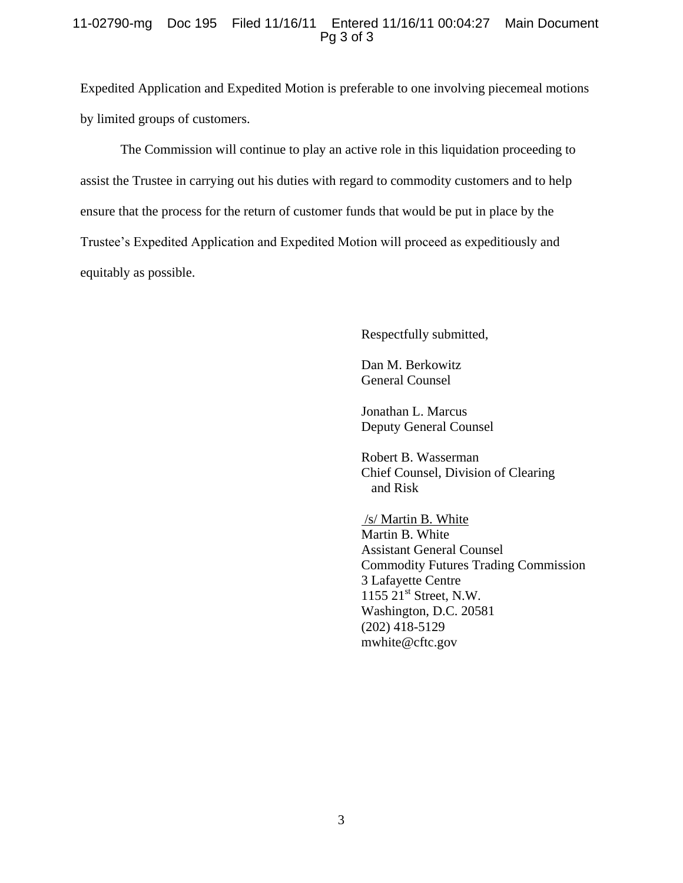Expedited Application and Expedited Motion is preferable to one involving piecemeal motions by limited groups of customers.

The Commission will continue to play an active role in this liquidation proceeding to assist the Trustee in carrying out his duties with regard to commodity customers and to help ensure that the process for the return of customer funds that would be put in place by the Trustee's Expedited Application and Expedited Motion will proceed as expeditiously and equitably as possible.

Respectfully submitted,

Dan M. Berkowitz
General Counsel

Jonathan L. Marcus
Deputy General Counsel

Robert B. Wasserman
Chief Counsel, Division of Clearing and Risk

/s/ Martin B. White
Martin B. White
Assistant General Counsel
Commodity Futures Trading Commission
3 Lafayette Centre
1155 21st Street, N.W.
Washington, D.C. 20581
(202) 418-5129
mwhite@cftc.gov